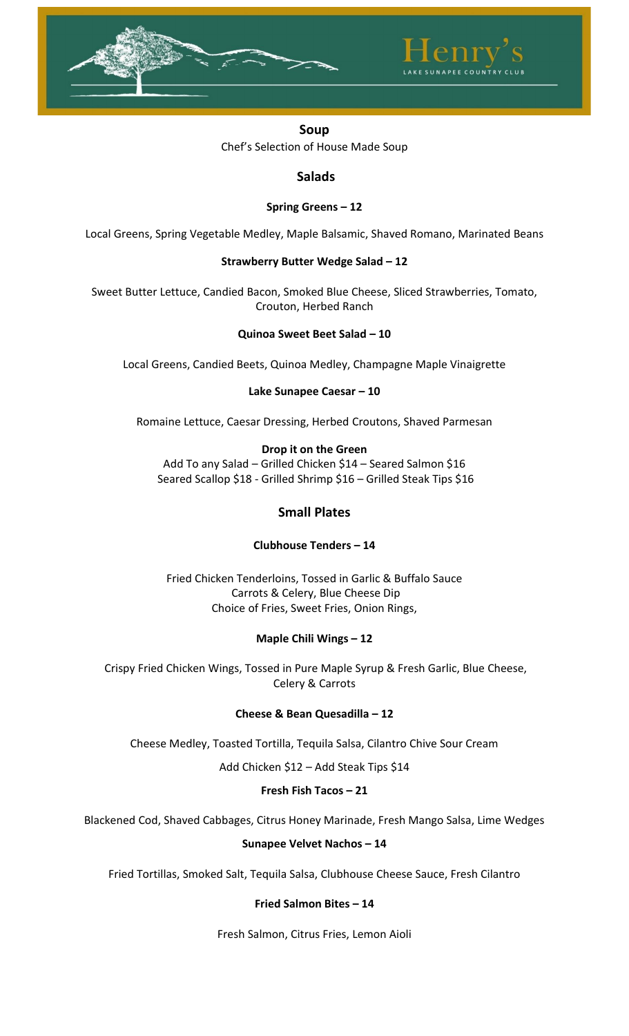# Henry's

LAKE SUNAPEE COUNTRY CLUB

## Soup

Chef's Selection of House Made Soup

## Salads

**Spring Greens – 12**

Local Greens, Spring Vegetable Medley, Maple Balsamic, Shaved Romano, Marinated Beans

**Strawberry Butter Wedge Salad – 12**

Sweet Butter Lettuce, Candied Bacon, Smoked Blue Cheese, Sliced Strawberries, Tomato, Crouton, Herbed Ranch

**Quinoa Sweet Beet Salad – 10**

Local Greens, Candied Beets, Quinoa Medley, Champagne Maple Vinaigrette

**Lake Sunapee Caesar – 10**

Romaine Lettuce, Caesar Dressing, Herbed Croutons, Shaved Parmesan

**Drop it on the Green**

Add To any Salad – Grilled Chicken $14 – Seared Salmon $16
Seared Scallop $18 - Grilled Shrimp $16 – Grilled Steak Tips $16

## Small Plates

**Clubhouse Tenders – 14**

Fried Chicken Tenderloins, Tossed in Garlic & Buffalo Sauce
Carrots & Celery, Blue Cheese Dip
Choice of Fries, Sweet Fries, Onion Rings,

**Maple Chili Wings – 12**

Crispy Fried Chicken Wings, Tossed in Pure Maple Syrup & Fresh Garlic, Blue Cheese, Celery & Carrots

**Cheese & Bean Quesadilla – 12**

Cheese Medley, Toasted Tortilla, Tequila Salsa, Cilantro Chive Sour Cream

Add Chicken $12 – Add Steak Tips $14

**Fresh Fish Tacos – 21**

Blackened Cod, Shaved Cabbages, Citrus Honey Marinade, Fresh Mango Salsa, Lime Wedges

**Sunapee Velvet Nachos – 14**

Fried Tortillas, Smoked Salt, Tequila Salsa, Clubhouse Cheese Sauce, Fresh Cilantro

**Fried Salmon Bites – 14**

Fresh Salmon, Citrus Fries, Lemon Aioli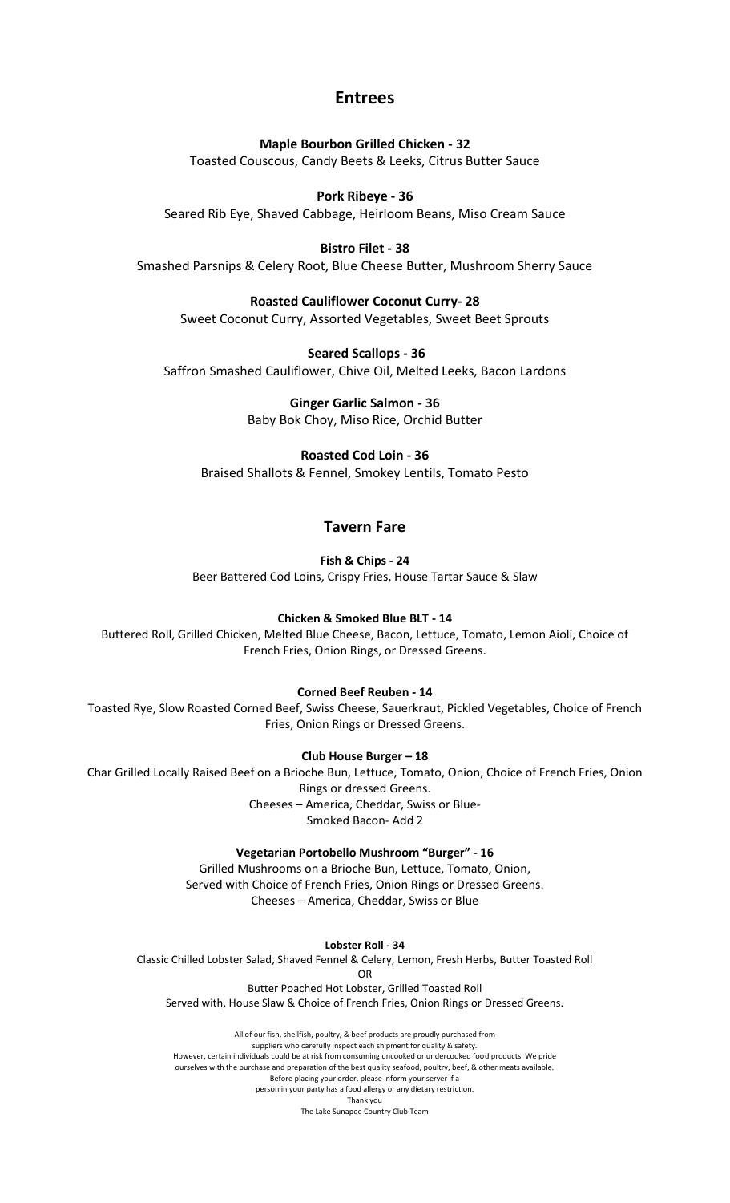## Entrees

**Maple Bourbon Grilled Chicken - 32**
Toasted Couscous, Candy Beets & Leeks, Citrus Butter Sauce

**Pork Ribeye - 36**
Seared Rib Eye, Shaved Cabbage, Heirloom Beans, Miso Cream Sauce

**Bistro Filet - 38**
Smashed Parsnips & Celery Root, Blue Cheese Butter, Mushroom Sherry Sauce

**Roasted Cauliflower Coconut Curry- 28**
Sweet Coconut Curry, Assorted Vegetables, Sweet Beet Sprouts

**Seared Scallops - 36**
Saffron Smashed Cauliflower, Chive Oil, Melted Leeks, Bacon Lardons

**Ginger Garlic Salmon - 36**
Baby Bok Choy, Miso Rice, Orchid Butter

**Roasted Cod Loin - 36**
Braised Shallots & Fennel, Smokey Lentils, Tomato Pesto

## Tavern Fare

**Fish & Chips - 24**
Beer Battered Cod Loins, Crispy Fries, House Tartar Sauce & Slaw

**Chicken & Smoked Blue BLT - 14**
Buttered Roll, Grilled Chicken, Melted Blue Cheese, Bacon, Lettuce, Tomato, Lemon Aioli, Choice of French Fries, Onion Rings, or Dressed Greens.

**Corned Beef Reuben - 14**
Toasted Rye, Slow Roasted Corned Beef, Swiss Cheese, Sauerkraut, Pickled Vegetables, Choice of French Fries, Onion Rings or Dressed Greens.

**Club House Burger – 18**
Char Grilled Locally Raised Beef on a Brioche Bun, Lettuce, Tomato, Onion, Choice of French Fries, Onion Rings or dressed Greens.
Cheeses – America, Cheddar, Swiss or Blue-
Smoked Bacon- Add 2

**Vegetarian Portobello Mushroom "Burger" - 16**
Grilled Mushrooms on a Brioche Bun, Lettuce, Tomato, Onion,
Served with Choice of French Fries, Onion Rings or Dressed Greens.
Cheeses – America, Cheddar, Swiss or Blue

**Lobster Roll - 34**
Classic Chilled Lobster Salad, Shaved Fennel & Celery, Lemon, Fresh Herbs, Butter Toasted Roll
OR
Butter Poached Hot Lobster, Grilled Toasted Roll
Served with, House Slaw & Choice of French Fries, Onion Rings or Dressed Greens.

All of our fish, shellfish, poultry, & beef products are proudly purchased from suppliers who carefully inspect each shipment for quality & safety.
However, certain individuals could be at risk from consuming uncooked or undercooked food products. We pride ourselves with the purchase and preparation of the best quality seafood, poultry, beef, & other meats available.
Before placing your order, please inform your server if a person in your party has a food allergy or any dietary restriction.
Thank you
The Lake Sunapee Country Club Team